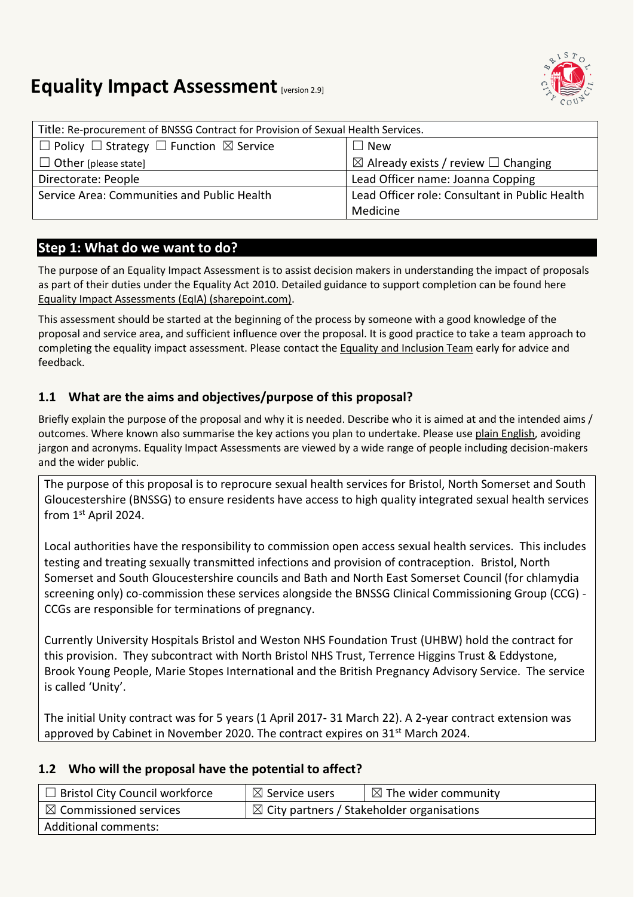# Equality Impact Assessment [version 2.9]

| Title: Re-procurement of BNSSG Contract for Provision of Sexual Health Services. | |
|---|---|
| ☐ Policy ☐ Strategy ☐ Function ☒ Service | ☐ New |
| ☐ Other [please state] | ☒ Already exists / review ☐ Changing |
| Directorate: People | Lead Officer name: Joanna Copping |
| Service Area: Communities and Public Health | Lead Officer role: Consultant in Public Health Medicine |

## Step 1: What do we want to do?

The purpose of an Equality Impact Assessment is to assist decision makers in understanding the impact of proposals as part of their duties under the Equality Act 2010. Detailed guidance to support completion can be found here Equality Impact Assessments (EqIA) (sharepoint.com).

This assessment should be started at the beginning of the process by someone with a good knowledge of the proposal and service area, and sufficient influence over the proposal. It is good practice to take a team approach to completing the equality impact assessment. Please contact the Equality and Inclusion Team early for advice and feedback.

### 1.1 What are the aims and objectives/purpose of this proposal?

Briefly explain the purpose of the proposal and why it is needed. Describe who it is aimed at and the intended aims / outcomes. Where known also summarise the key actions you plan to undertake. Please use plain English, avoiding jargon and acronyms. Equality Impact Assessments are viewed by a wide range of people including decision-makers and the wider public.

The purpose of this proposal is to reprocure sexual health services for Bristol, North Somerset and South Gloucestershire (BNSSG) to ensure residents have access to high quality integrated sexual health services from 1st April 2024.

Local authorities have the responsibility to commission open access sexual health services. This includes testing and treating sexually transmitted infections and provision of contraception. Bristol, North Somerset and South Gloucestershire councils and Bath and North East Somerset Council (for chlamydia screening only) co-commission these services alongside the BNSSG Clinical Commissioning Group (CCG) - CCGs are responsible for terminations of pregnancy.

Currently University Hospitals Bristol and Weston NHS Foundation Trust (UHBW) hold the contract for this provision. They subcontract with North Bristol NHS Trust, Terrence Higgins Trust & Eddystone, Brook Young People, Marie Stopes International and the British Pregnancy Advisory Service. The service is called 'Unity'.

The initial Unity contract was for 5 years (1 April 2017- 31 March 22). A 2-year contract extension was approved by Cabinet in November 2020. The contract expires on 31st March 2024.

### 1.2 Who will the proposal have the potential to affect?

| ☐ Bristol City Council workforce | ☒ Service users | ☒ The wider community |
|---|---|---|
| ☒ Commissioned services | ☒ City partners / Stakeholder organisations | |
| Additional comments: | | |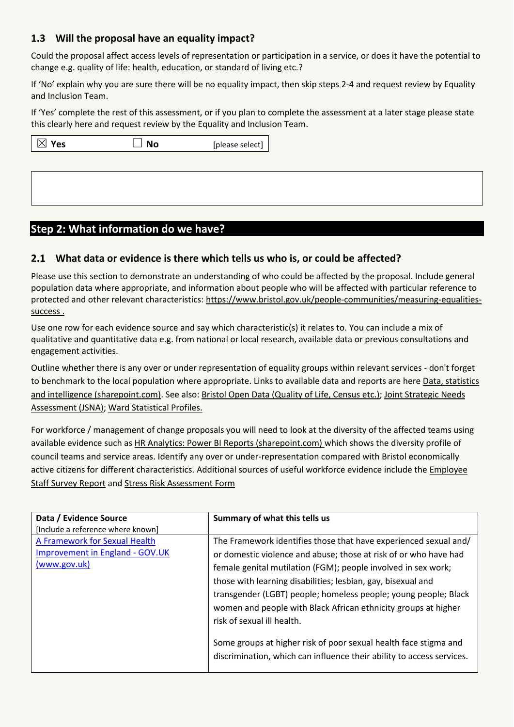### 1.3 Will the proposal have an equality impact?

Could the proposal affect access levels of representation or participation in a service, or does it have the potential to change e.g. quality of life: health, education, or standard of living etc.?

If 'No' explain why you are sure there will be no equality impact, then skip steps 2-4 and request review by Equality and Inclusion Team.

If 'Yes' complete the rest of this assessment, or if you plan to complete the assessment at a later stage please state this clearly here and request review by the Equality and Inclusion Team.

| ☒ **Yes** | ☐ **No** | [please select] |
|---|---|---|

## Step 2: What information do we have?

### 2.1 What data or evidence is there which tells us who is, or could be affected?

Please use this section to demonstrate an understanding of who could be affected by the proposal. Include general population data where appropriate, and information about people who will be affected with particular reference to protected and other relevant characteristics: https://www.bristol.gov.uk/people-communities/measuring-equalities-success .

Use one row for each evidence source and say which characteristic(s) it relates to. You can include a mix of qualitative and quantitative data e.g. from national or local research, available data or previous consultations and engagement activities.

Outline whether there is any over or under representation of equality groups within relevant services - don't forget to benchmark to the local population where appropriate. Links to available data and reports are here Data, statistics and intelligence (sharepoint.com). See also: Bristol Open Data (Quality of Life, Census etc.); Joint Strategic Needs Assessment (JSNA); Ward Statistical Profiles.

For workforce / management of change proposals you will need to look at the diversity of the affected teams using available evidence such as HR Analytics: Power BI Reports (sharepoint.com) which shows the diversity profile of council teams and service areas. Identify any over or under-representation compared with Bristol economically active citizens for different characteristics. Additional sources of useful workforce evidence include the Employee Staff Survey Report and Stress Risk Assessment Form

| **Data / Evidence Source** [Include a reference where known] | **Summary of what this tells us** |
|---|---|
| A Framework for Sexual Health Improvement in England - GOV.UK (www.gov.uk) | The Framework identifies those that have experienced sexual and/ or domestic violence and abuse; those at risk of or who have had female genital mutilation (FGM); people involved in sex work; those with learning disabilities; lesbian, gay, bisexual and transgender (LGBT) people; homeless people; young people; Black women and people with Black African ethnicity groups at higher risk of sexual ill health.<br><br>Some groups at higher risk of poor sexual health face stigma and discrimination, which can influence their ability to access services. |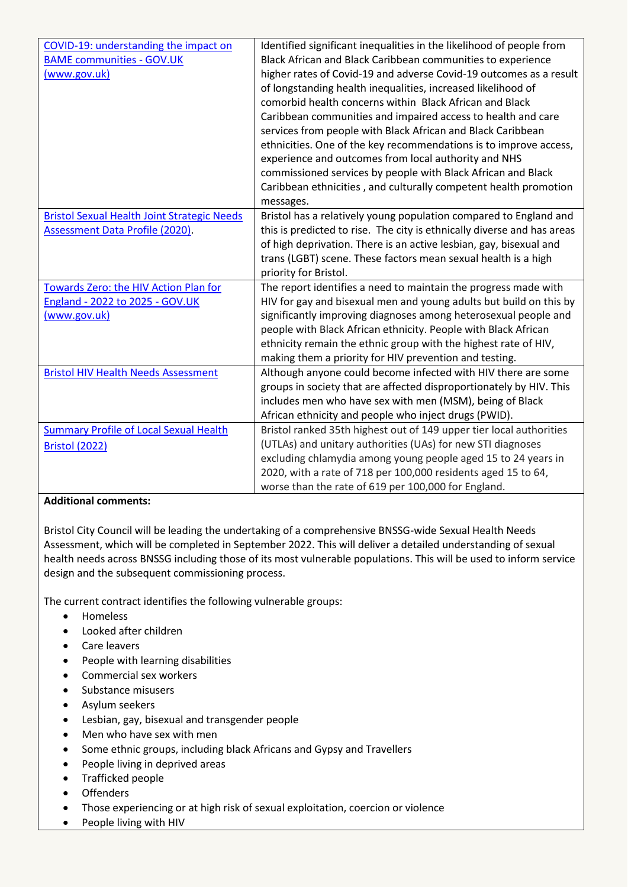| | |
|---|---|
| COVID-19: understanding the impact on BAME communities - GOV.UK (www.gov.uk) | Identified significant inequalities in the likelihood of people from Black African and Black Caribbean communities to experience higher rates of Covid-19 and adverse Covid-19 outcomes as a result of longstanding health inequalities, increased likelihood of comorbid health concerns within Black African and Black Caribbean communities and impaired access to health and care services from people with Black African and Black Caribbean ethnicities. One of the key recommendations is to improve access, experience and outcomes from local authority and NHS commissioned services by people with Black African and Black Caribbean ethnicities , and culturally competent health promotion messages. |
| Bristol Sexual Health Joint Strategic Needs Assessment Data Profile (2020). | Bristol has a relatively young population compared to England and this is predicted to rise. The city is ethnically diverse and has areas of high deprivation. There is an active lesbian, gay, bisexual and trans (LGBT) scene. These factors mean sexual health is a high priority for Bristol. |
| Towards Zero: the HIV Action Plan for England - 2022 to 2025 - GOV.UK (www.gov.uk) | The report identifies a need to maintain the progress made with HIV for gay and bisexual men and young adults but build on this by significantly improving diagnoses among heterosexual people and people with Black African ethnicity. People with Black African ethnicity remain the ethnic group with the highest rate of HIV, making them a priority for HIV prevention and testing. |
| Bristol HIV Health Needs Assessment | Although anyone could become infected with HIV there are some groups in society that are affected disproportionately by HIV. This includes men who have sex with men (MSM), being of Black African ethnicity and people who inject drugs (PWID). |
| Summary Profile of Local Sexual Health Bristol (2022) | Bristol ranked 35th highest out of 149 upper tier local authorities (UTLAs) and unitary authorities (UAs) for new STI diagnoses excluding chlamydia among young people aged 15 to 24 years in 2020, with a rate of 718 per 100,000 residents aged 15 to 64, worse than the rate of 619 per 100,000 for England. |

**Additional comments:**

Bristol City Council will be leading the undertaking of a comprehensive BNSSG-wide Sexual Health Needs Assessment, which will be completed in September 2022. This will deliver a detailed understanding of sexual health needs across BNSSG including those of its most vulnerable populations. This will be used to inform service design and the subsequent commissioning process.

The current contract identifies the following vulnerable groups:

- Homeless
- Looked after children
- Care leavers
- People with learning disabilities
- Commercial sex workers
- Substance misusers
- Asylum seekers
- Lesbian, gay, bisexual and transgender people
- Men who have sex with men
- Some ethnic groups, including black Africans and Gypsy and Travellers
- People living in deprived areas
- Trafficked people
- Offenders
- Those experiencing or at high risk of sexual exploitation, coercion or violence
- People living with HIV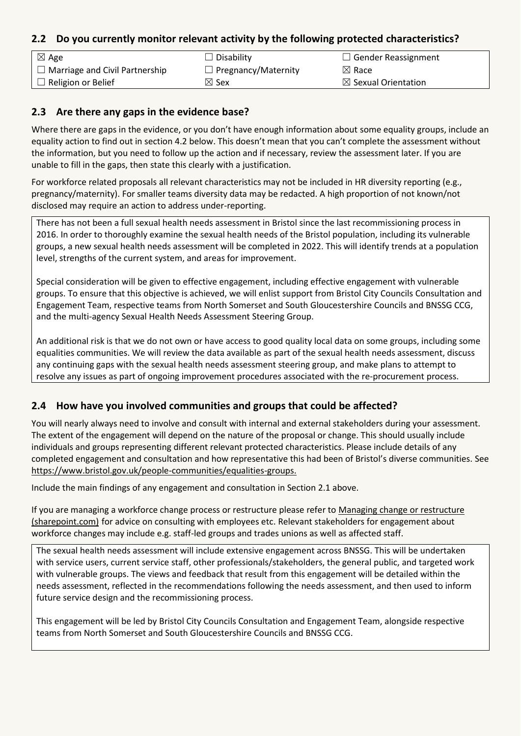## 2.2 Do you currently monitor relevant activity by the following protected characteristics?

| | | |
|---|---|---|
| ☒ Age | ☐ Disability | ☐ Gender Reassignment |
| ☐ Marriage and Civil Partnership | ☐ Pregnancy/Maternity | ☒ Race |
| ☐ Religion or Belief | ☒ Sex | ☒ Sexual Orientation |

## 2.3 Are there any gaps in the evidence base?

Where there are gaps in the evidence, or you don't have enough information about some equality groups, include an equality action to find out in section 4.2 below. This doesn't mean that you can't complete the assessment without the information, but you need to follow up the action and if necessary, review the assessment later. If you are unable to fill in the gaps, then state this clearly with a justification.

For workforce related proposals all relevant characteristics may not be included in HR diversity reporting (e.g., pregnancy/maternity). For smaller teams diversity data may be redacted. A high proportion of not known/not disclosed may require an action to address under-reporting.

There has not been a full sexual health needs assessment in Bristol since the last recommissioning process in 2016. In order to thoroughly examine the sexual health needs of the Bristol population, including its vulnerable groups, a new sexual health needs assessment will be completed in 2022. This will identify trends at a population level, strengths of the current system, and areas for improvement.

Special consideration will be given to effective engagement, including effective engagement with vulnerable groups. To ensure that this objective is achieved, we will enlist support from Bristol City Councils Consultation and Engagement Team, respective teams from North Somerset and South Gloucestershire Councils and BNSSG CCG, and the multi-agency Sexual Health Needs Assessment Steering Group.

An additional risk is that we do not own or have access to good quality local data on some groups, including some equalities communities. We will review the data available as part of the sexual health needs assessment, discuss any continuing gaps with the sexual health needs assessment steering group, and make plans to attempt to resolve any issues as part of ongoing improvement procedures associated with the re-procurement process.

## 2.4 How have you involved communities and groups that could be affected?

You will nearly always need to involve and consult with internal and external stakeholders during your assessment. The extent of the engagement will depend on the nature of the proposal or change. This should usually include individuals and groups representing different relevant protected characteristics. Please include details of any completed engagement and consultation and how representative this had been of Bristol's diverse communities. See https://www.bristol.gov.uk/people-communities/equalities-groups.

Include the main findings of any engagement and consultation in Section 2.1 above.

If you are managing a workforce change process or restructure please refer to Managing change or restructure (sharepoint.com) for advice on consulting with employees etc. Relevant stakeholders for engagement about workforce changes may include e.g. staff-led groups and trades unions as well as affected staff.

The sexual health needs assessment will include extensive engagement across BNSSG. This will be undertaken with service users, current service staff, other professionals/stakeholders, the general public, and targeted work with vulnerable groups. The views and feedback that result from this engagement will be detailed within the needs assessment, reflected in the recommendations following the needs assessment, and then used to inform future service design and the recommissioning process.

This engagement will be led by Bristol City Councils Consultation and Engagement Team, alongside respective teams from North Somerset and South Gloucestershire Councils and BNSSG CCG.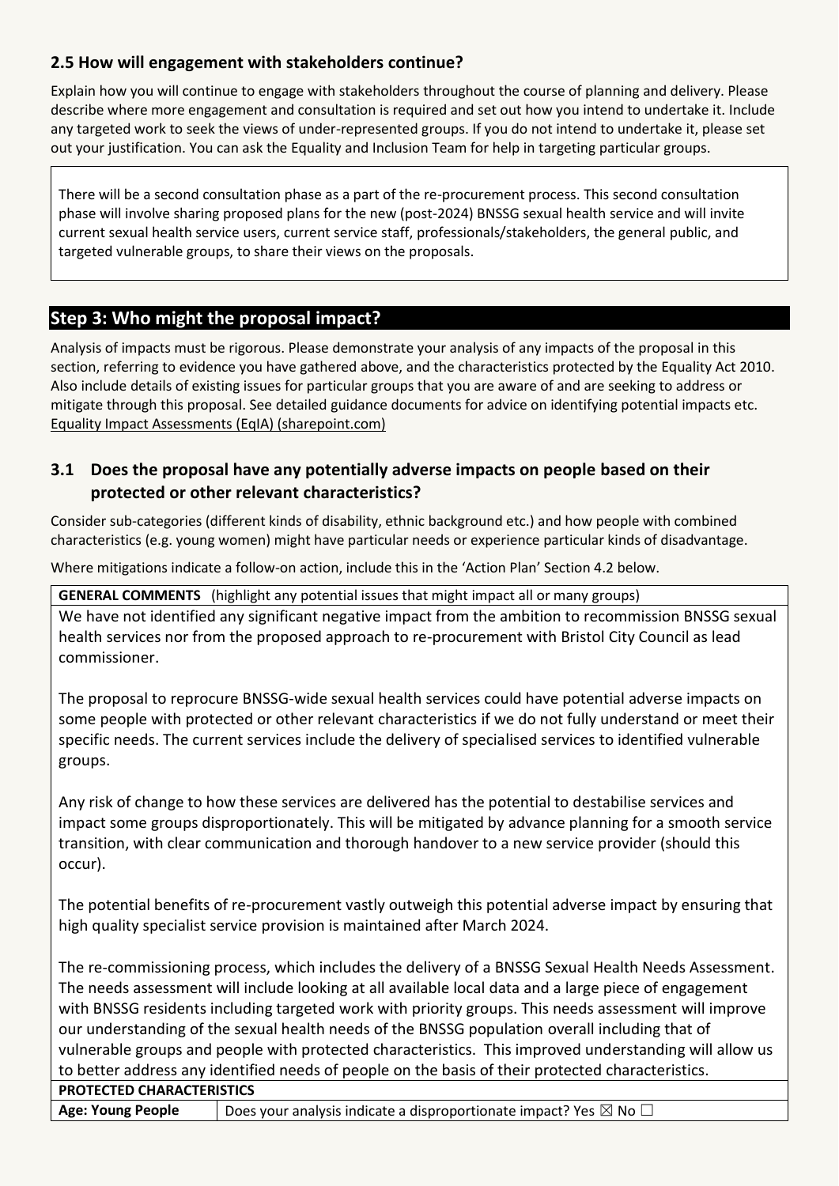### 2.5 How will engagement with stakeholders continue?

Explain how you will continue to engage with stakeholders throughout the course of planning and delivery. Please describe where more engagement and consultation is required and set out how you intend to undertake it. Include any targeted work to seek the views of under-represented groups. If you do not intend to undertake it, please set out your justification. You can ask the Equality and Inclusion Team for help in targeting particular groups.

> There will be a second consultation phase as a part of the re-procurement process. This second consultation phase will involve sharing proposed plans for the new (post-2024) BNSSG sexual health service and will invite current sexual health service users, current service staff, professionals/stakeholders, the general public, and targeted vulnerable groups, to share their views on the proposals.

## Step 3: Who might the proposal impact?

Analysis of impacts must be rigorous. Please demonstrate your analysis of any impacts of the proposal in this section, referring to evidence you have gathered above, and the characteristics protected by the Equality Act 2010. Also include details of existing issues for particular groups that you are aware of and are seeking to address or mitigate through this proposal. See detailed guidance documents for advice on identifying potential impacts etc. [Equality Impact Assessments (EqIA) (sharepoint.com)]

### 3.1 Does the proposal have any potentially adverse impacts on people based on their protected or other relevant characteristics?

Consider sub-categories (different kinds of disability, ethnic background etc.) and how people with combined characteristics (e.g. young women) might have particular needs or experience particular kinds of disadvantage.

Where mitigations indicate a follow-on action, include this in the 'Action Plan' Section 4.2 below.

| **GENERAL COMMENTS** (highlight any potential issues that might impact all or many groups) | |
|---|---|
| We have not identified any significant negative impact from the ambition to recommission BNSSG sexual health services nor from the proposed approach to re-procurement with Bristol City Council as lead commissioner.<br><br>The proposal to reprocure BNSSG-wide sexual health services could have potential adverse impacts on some people with protected or other relevant characteristics if we do not fully understand or meet their specific needs. The current services include the delivery of specialised services to identified vulnerable groups.<br><br>Any risk of change to how these services are delivered has the potential to destabilise services and impact some groups disproportionately. This will be mitigated by advance planning for a smooth service transition, with clear communication and thorough handover to a new service provider (should this occur).<br><br>The potential benefits of re-procurement vastly outweigh this potential adverse impact by ensuring that high quality specialist service provision is maintained after March 2024.<br><br>The re-commissioning process, which includes the delivery of a BNSSG Sexual Health Needs Assessment. The needs assessment will include looking at all available local data and a large piece of engagement with BNSSG residents including targeted work with priority groups. This needs assessment will improve our understanding of the sexual health needs of the BNSSG population overall including that of vulnerable groups and people with protected characteristics. This improved understanding will allow us to better address any identified needs of people on the basis of their protected characteristics. | |
| **PROTECTED CHARACTERISTICS** | |
| **Age: Young People** | Does your analysis indicate a disproportionate impact? Yes ☒ No ☐ |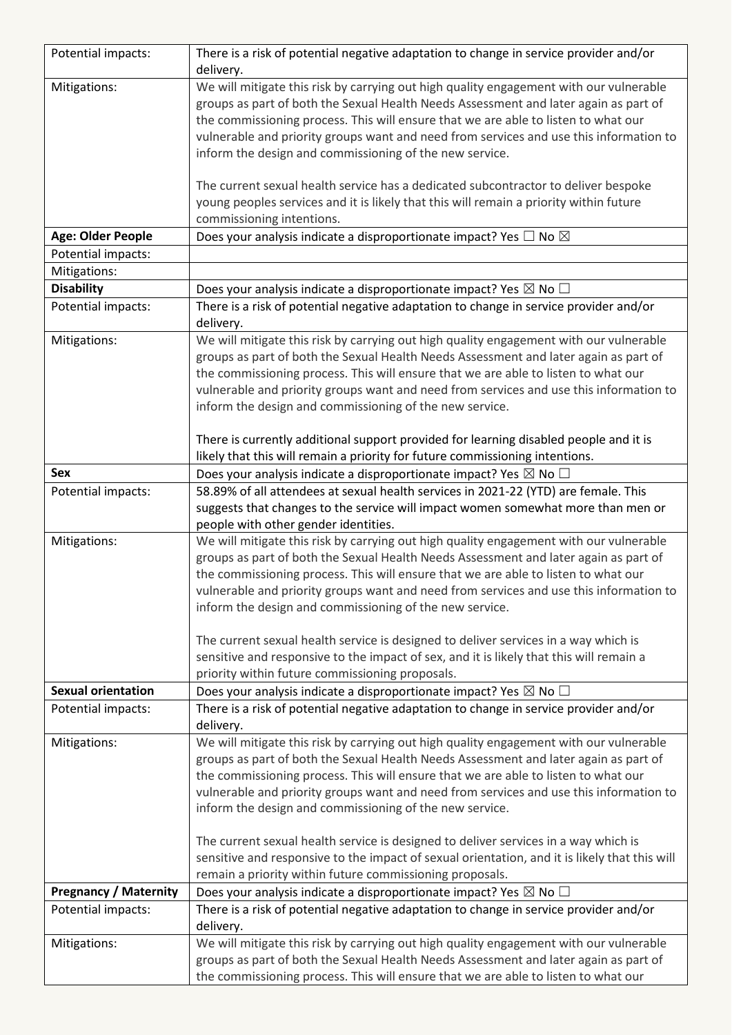| | |
|---|---|
| Potential impacts: | There is a risk of potential negative adaptation to change in service provider and/or delivery. |
| Mitigations: | We will mitigate this risk by carrying out high quality engagement with our vulnerable groups as part of both the Sexual Health Needs Assessment and later again as part of the commissioning process. This will ensure that we are able to listen to what our vulnerable and priority groups want and need from services and use this information to inform the design and commissioning of the new service.<br><br>The current sexual health service has a dedicated subcontractor to deliver bespoke young peoples services and it is likely that this will remain a priority within future commissioning intentions. |
| **Age: Older People** | Does your analysis indicate a disproportionate impact? Yes ☐ No ☒ |
| Potential impacts: | |
| Mitigations: | |
| **Disability** | Does your analysis indicate a disproportionate impact? Yes ☒ No ☐ |
| Potential impacts: | There is a risk of potential negative adaptation to change in service provider and/or delivery. |
| Mitigations: | We will mitigate this risk by carrying out high quality engagement with our vulnerable groups as part of both the Sexual Health Needs Assessment and later again as part of the commissioning process. This will ensure that we are able to listen to what our vulnerable and priority groups want and need from services and use this information to inform the design and commissioning of the new service.<br><br>There is currently additional support provided for learning disabled people and it is likely that this will remain a priority for future commissioning intentions. |
| **Sex** | Does your analysis indicate a disproportionate impact? Yes ☒ No ☐ |
| Potential impacts: | 58.89% of all attendees at sexual health services in 2021-22 (YTD) are female. This suggests that changes to the service will impact women somewhat more than men or people with other gender identities. |
| Mitigations: | We will mitigate this risk by carrying out high quality engagement with our vulnerable groups as part of both the Sexual Health Needs Assessment and later again as part of the commissioning process. This will ensure that we are able to listen to what our vulnerable and priority groups want and need from services and use this information to inform the design and commissioning of the new service.<br><br>The current sexual health service is designed to deliver services in a way which is sensitive and responsive to the impact of sex, and it is likely that this will remain a priority within future commissioning proposals. |
| **Sexual orientation** | Does your analysis indicate a disproportionate impact? Yes ☒ No ☐ |
| Potential impacts: | There is a risk of potential negative adaptation to change in service provider and/or delivery. |
| Mitigations: | We will mitigate this risk by carrying out high quality engagement with our vulnerable groups as part of both the Sexual Health Needs Assessment and later again as part of the commissioning process. This will ensure that we are able to listen to what our vulnerable and priority groups want and need from services and use this information to inform the design and commissioning of the new service.<br><br>The current sexual health service is designed to deliver services in a way which is sensitive and responsive to the impact of sexual orientation, and it is likely that this will remain a priority within future commissioning proposals. |
| **Pregnancy / Maternity** | Does your analysis indicate a disproportionate impact? Yes ☒ No ☐ |
| Potential impacts: | There is a risk of potential negative adaptation to change in service provider and/or delivery. |
| Mitigations: | We will mitigate this risk by carrying out high quality engagement with our vulnerable groups as part of both the Sexual Health Needs Assessment and later again as part of the commissioning process. This will ensure that we are able to listen to what our |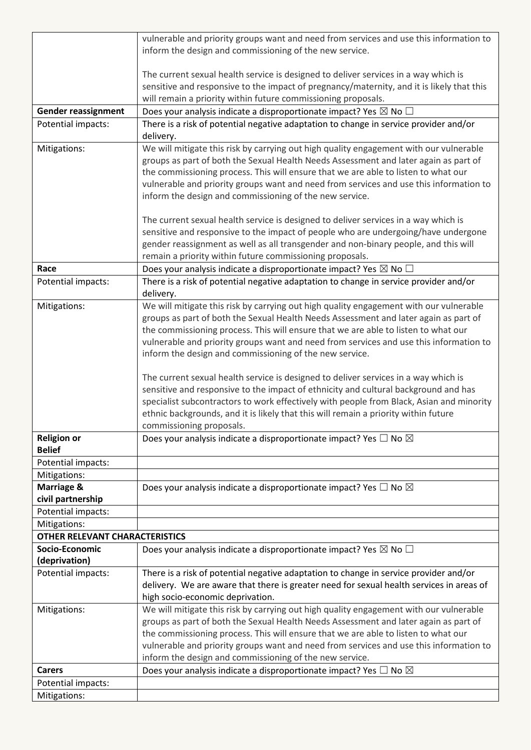| | |
|---|---|
| | vulnerable and priority groups want and need from services and use this information to inform the design and commissioning of the new service.<br><br>The current sexual health service is designed to deliver services in a way which is sensitive and responsive to the impact of pregnancy/maternity, and it is likely that this will remain a priority within future commissioning proposals. |
| **Gender reassignment** | Does your analysis indicate a disproportionate impact? Yes ☒ No ☐ |
| Potential impacts: | There is a risk of potential negative adaptation to change in service provider and/or delivery. |
| Mitigations: | We will mitigate this risk by carrying out high quality engagement with our vulnerable groups as part of both the Sexual Health Needs Assessment and later again as part of the commissioning process. This will ensure that we are able to listen to what our vulnerable and priority groups want and need from services and use this information to inform the design and commissioning of the new service.<br><br>The current sexual health service is designed to deliver services in a way which is sensitive and responsive to the impact of people who are undergoing/have undergone gender reassignment as well as all transgender and non-binary people, and this will remain a priority within future commissioning proposals. |
| **Race** | Does your analysis indicate a disproportionate impact? Yes ☒ No ☐ |
| Potential impacts: | There is a risk of potential negative adaptation to change in service provider and/or delivery. |
| Mitigations: | We will mitigate this risk by carrying out high quality engagement with our vulnerable groups as part of both the Sexual Health Needs Assessment and later again as part of the commissioning process. This will ensure that we are able to listen to what our vulnerable and priority groups want and need from services and use this information to inform the design and commissioning of the new service.<br><br>The current sexual health service is designed to deliver services in a way which is sensitive and responsive to the impact of ethnicity and cultural background and has specialist subcontractors to work effectively with people from Black, Asian and minority ethnic backgrounds, and it is likely that this will remain a priority within future commissioning proposals. |
| **Religion or Belief** | Does your analysis indicate a disproportionate impact? Yes ☐ No ☒ |
| Potential impacts: | |
| Mitigations: | |
| **Marriage & civil partnership** | Does your analysis indicate a disproportionate impact? Yes ☐ No ☒ |
| Potential impacts: | |
| Mitigations: | |
| **OTHER RELEVANT CHARACTERISTICS** | |
| **Socio-Economic (deprivation)** | Does your analysis indicate a disproportionate impact? Yes ☒ No ☐ |
| Potential impacts: | There is a risk of potential negative adaptation to change in service provider and/or delivery. We are aware that there is greater need for sexual health services in areas of high socio-economic deprivation. |
| Mitigations: | We will mitigate this risk by carrying out high quality engagement with our vulnerable groups as part of both the Sexual Health Needs Assessment and later again as part of the commissioning process. This will ensure that we are able to listen to what our vulnerable and priority groups want and need from services and use this information to inform the design and commissioning of the new service. |
| **Carers** | Does your analysis indicate a disproportionate impact? Yes ☐ No ☒ |
| Potential impacts: | |
| Mitigations: | |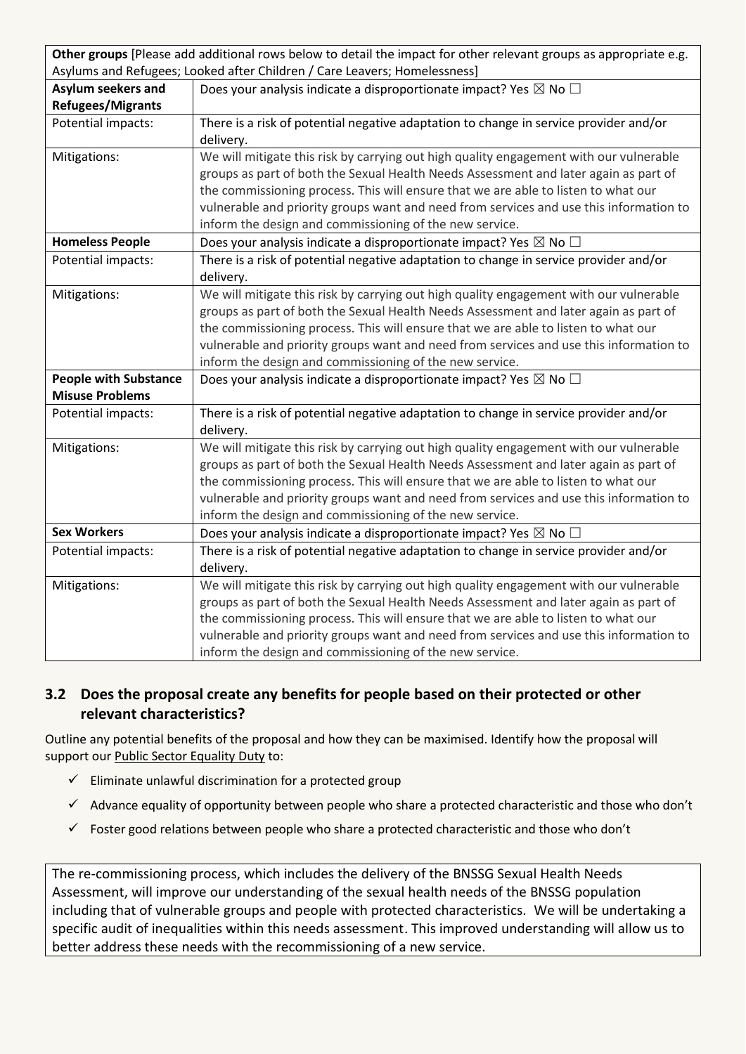| **Other groups** [Please add additional rows below to detail the impact for other relevant groups as appropriate e.g. Asylums and Refugees; Looked after Children / Care Leavers; Homelessness] | |
|---|---|
| **Asylum seekers and Refugees/Migrants** | Does your analysis indicate a disproportionate impact? Yes ☒ No ☐ |
| Potential impacts: | There is a risk of potential negative adaptation to change in service provider and/or delivery. |
| Mitigations: | We will mitigate this risk by carrying out high quality engagement with our vulnerable groups as part of both the Sexual Health Needs Assessment and later again as part of the commissioning process. This will ensure that we are able to listen to what our vulnerable and priority groups want and need from services and use this information to inform the design and commissioning of the new service. |
| **Homeless People** | Does your analysis indicate a disproportionate impact? Yes ☒ No ☐ |
| Potential impacts: | There is a risk of potential negative adaptation to change in service provider and/or delivery. |
| Mitigations: | We will mitigate this risk by carrying out high quality engagement with our vulnerable groups as part of both the Sexual Health Needs Assessment and later again as part of the commissioning process. This will ensure that we are able to listen to what our vulnerable and priority groups want and need from services and use this information to inform the design and commissioning of the new service. |
| **People with Substance Misuse Problems** | Does your analysis indicate a disproportionate impact? Yes ☒ No ☐ |
| Potential impacts: | There is a risk of potential negative adaptation to change in service provider and/or delivery. |
| Mitigations: | We will mitigate this risk by carrying out high quality engagement with our vulnerable groups as part of both the Sexual Health Needs Assessment and later again as part of the commissioning process. This will ensure that we are able to listen to what our vulnerable and priority groups want and need from services and use this information to inform the design and commissioning of the new service. |
| **Sex Workers** | Does your analysis indicate a disproportionate impact? Yes ☒ No ☐ |
| Potential impacts: | There is a risk of potential negative adaptation to change in service provider and/or delivery. |
| Mitigations: | We will mitigate this risk by carrying out high quality engagement with our vulnerable groups as part of both the Sexual Health Needs Assessment and later again as part of the commissioning process. This will ensure that we are able to listen to what our vulnerable and priority groups want and need from services and use this information to inform the design and commissioning of the new service. |

## 3.2 Does the proposal create any benefits for people based on their protected or other relevant characteristics?

Outline any potential benefits of the proposal and how they can be maximised. Identify how the proposal will support our Public Sector Equality Duty to:

- ✓ Eliminate unlawful discrimination for a protected group
- ✓ Advance equality of opportunity between people who share a protected characteristic and those who don't
- ✓ Foster good relations between people who share a protected characteristic and those who don't

The re-commissioning process, which includes the delivery of the BNSSG Sexual Health Needs Assessment, will improve our understanding of the sexual health needs of the BNSSG population including that of vulnerable groups and people with protected characteristics. We will be undertaking a specific audit of inequalities within this needs assessment. This improved understanding will allow us to better address these needs with the recommissioning of a new service.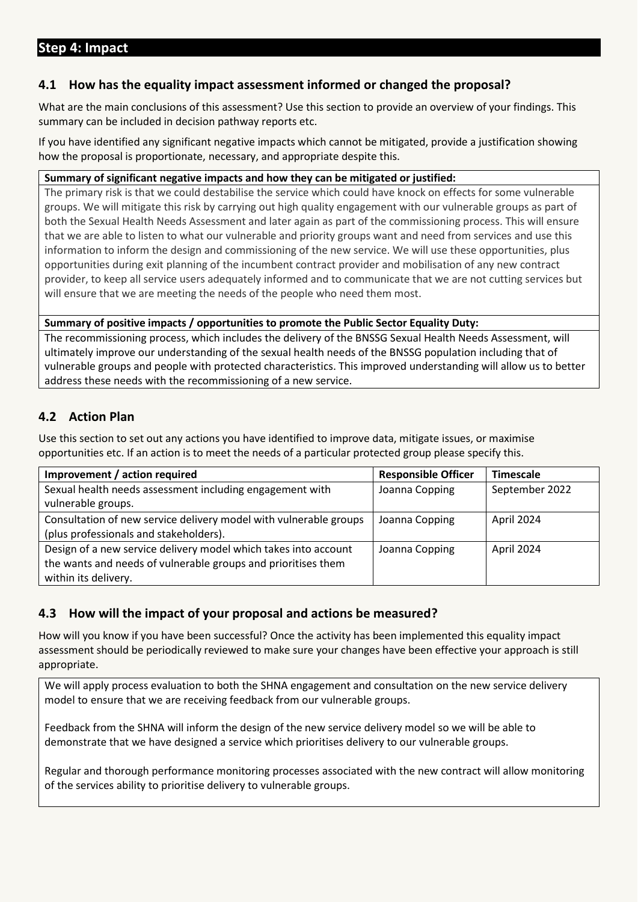## Step 4: Impact

### 4.1 How has the equality impact assessment informed or changed the proposal?

What are the main conclusions of this assessment? Use this section to provide an overview of your findings. This summary can be included in decision pathway reports etc.

If you have identified any significant negative impacts which cannot be mitigated, provide a justification showing how the proposal is proportionate, necessary, and appropriate despite this.

| **Summary of significant negative impacts and how they can be mitigated or justified:** |
|---|
| The primary risk is that we could destabilise the service which could have knock on effects for some vulnerable groups. We will mitigate this risk by carrying out high quality engagement with our vulnerable groups as part of both the Sexual Health Needs Assessment and later again as part of the commissioning process. This will ensure that we are able to listen to what our vulnerable and priority groups want and need from services and use this information to inform the design and commissioning of the new service. We will use these opportunities, plus opportunities during exit planning of the incumbent contract provider and mobilisation of any new contract provider, to keep all service users adequately informed and to communicate that we are not cutting services but will ensure that we are meeting the needs of the people who need them most. |
| **Summary of positive impacts / opportunities to promote the Public Sector Equality Duty:** |
| The recommissioning process, which includes the delivery of the BNSSG Sexual Health Needs Assessment, will ultimately improve our understanding of the sexual health needs of the BNSSG population including that of vulnerable groups and people with protected characteristics. This improved understanding will allow us to better address these needs with the recommissioning of a new service. |

### 4.2 Action Plan

Use this section to set out any actions you have identified to improve data, mitigate issues, or maximise opportunities etc. If an action is to meet the needs of a particular protected group please specify this.

| Improvement / action required | Responsible Officer | Timescale |
|---|---|---|
| Sexual health needs assessment including engagement with vulnerable groups. | Joanna Copping | September 2022 |
| Consultation of new service delivery model with vulnerable groups (plus professionals and stakeholders). | Joanna Copping | April 2024 |
| Design of a new service delivery model which takes into account the wants and needs of vulnerable groups and prioritises them within its delivery. | Joanna Copping | April 2024 |

### 4.3 How will the impact of your proposal and actions be measured?

How will you know if you have been successful? Once the activity has been implemented this equality impact assessment should be periodically reviewed to make sure your changes have been effective your approach is still appropriate.

We will apply process evaluation to both the SHNA engagement and consultation on the new service delivery model to ensure that we are receiving feedback from our vulnerable groups.

Feedback from the SHNA will inform the design of the new service delivery model so we will be able to demonstrate that we have designed a service which prioritises delivery to our vulnerable groups.

Regular and thorough performance monitoring processes associated with the new contract will allow monitoring of the services ability to prioritise delivery to vulnerable groups.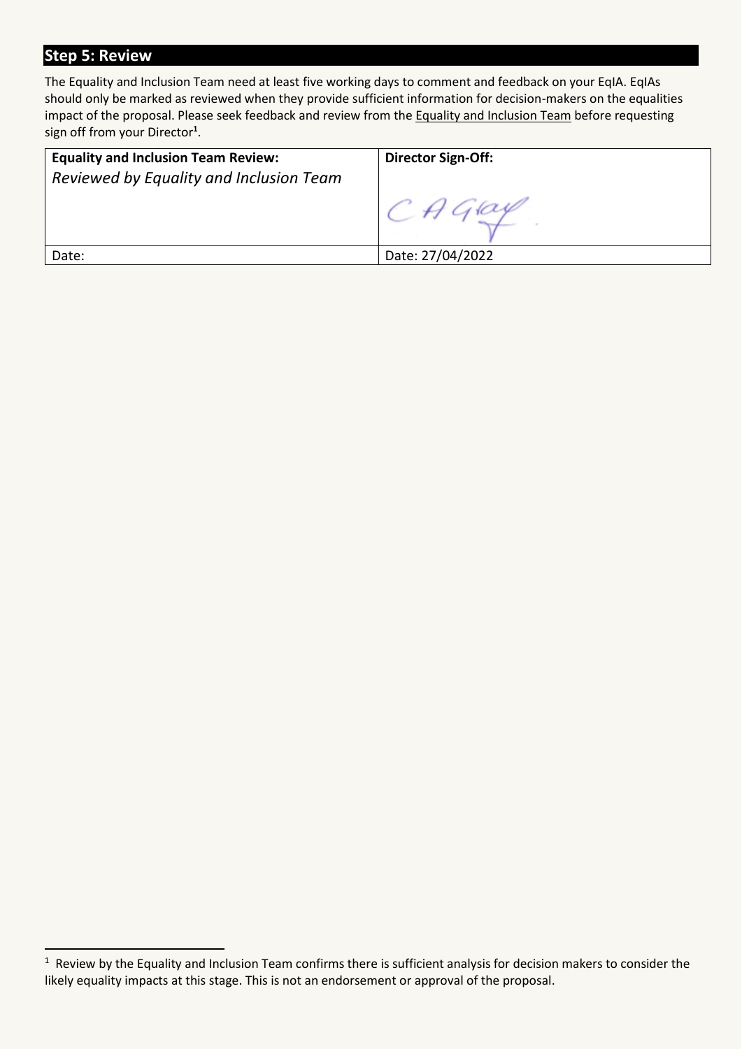## Step 5: Review

The Equality and Inclusion Team need at least five working days to comment and feedback on your EqIA. EqIAs should only be marked as reviewed when they provide sufficient information for decision-makers on the equalities impact of the proposal. Please seek feedback and review from the Equality and Inclusion Team before requesting sign off from your Director[1].

| **Equality and Inclusion Team Review:** *Reviewed by Equality and Inclusion Team* | **Director Sign-Off:** CA Gray |
| --- | --- |
| Date: | Date: 27/04/2022 |

[1] Review by the Equality and Inclusion Team confirms there is sufficient analysis for decision makers to consider the likely equality impacts at this stage. This is not an endorsement or approval of the proposal.